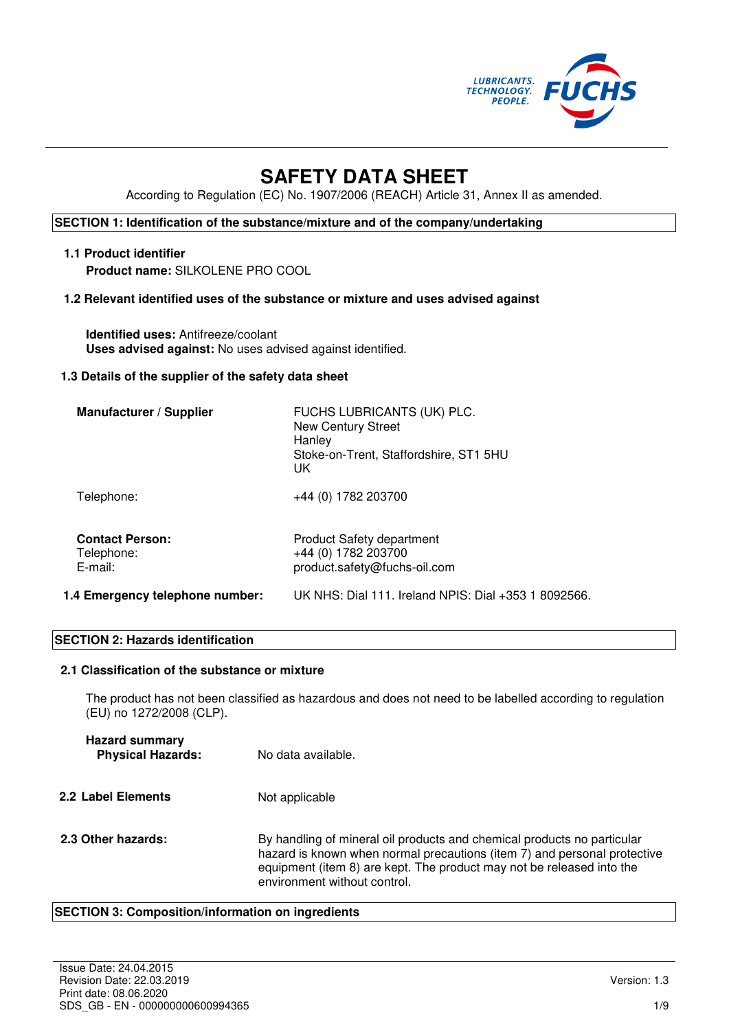# SAFETY DATA SHEET

According to Regulation (EC) No. 1907/2006 (REACH) Article 31, Annex II as amended.

## SECTION 1: Identification of the substance/mixture and of the company/undertaking

### 1.1 Product identifier

**Product name:** SILKOLENE PRO COOL

### 1.2 Relevant identified uses of the substance or mixture and uses advised against

**Identified uses:** Antifreeze/coolant
**Uses advised against:** No uses advised against identified.

### 1.3 Details of the supplier of the safety data sheet

| | |
|---|---|
| **Manufacturer / Supplier** | FUCHS LUBRICANTS (UK) PLC.<br>New Century Street<br>Hanley<br>Stoke-on-Trent, Staffordshire, ST1 5HU<br>UK |
| Telephone: | +44 (0) 1782 203700 |
| **Contact Person:** | Product Safety department |
| Telephone: | +44 (0) 1782 203700 |
| E-mail: | product.safety@fuchs-oil.com |

### 1.4 Emergency telephone number:

UK NHS: Dial 111. Ireland NPIS: Dial +353 1 8092566.

## SECTION 2: Hazards identification

### 2.1 Classification of the substance or mixture

The product has not been classified as hazardous and does not need to be labelled according to regulation (EU) no 1272/2008 (CLP).

**Hazard summary**
**Physical Hazards:** No data available.

### 2.2 Label Elements

Not applicable

### 2.3 Other hazards:

By handling of mineral oil products and chemical products no particular hazard is known when normal precautions (item 7) and personal protective equipment (item 8) are kept. The product may not be released into the environment without control.

## SECTION 3: Composition/information on ingredients

Issue Date: 24.04.2015
Revision Date: 22.03.2019
Print date: 08.06.2020
SDS_GB - EN - 000000000600994365
Version: 1.3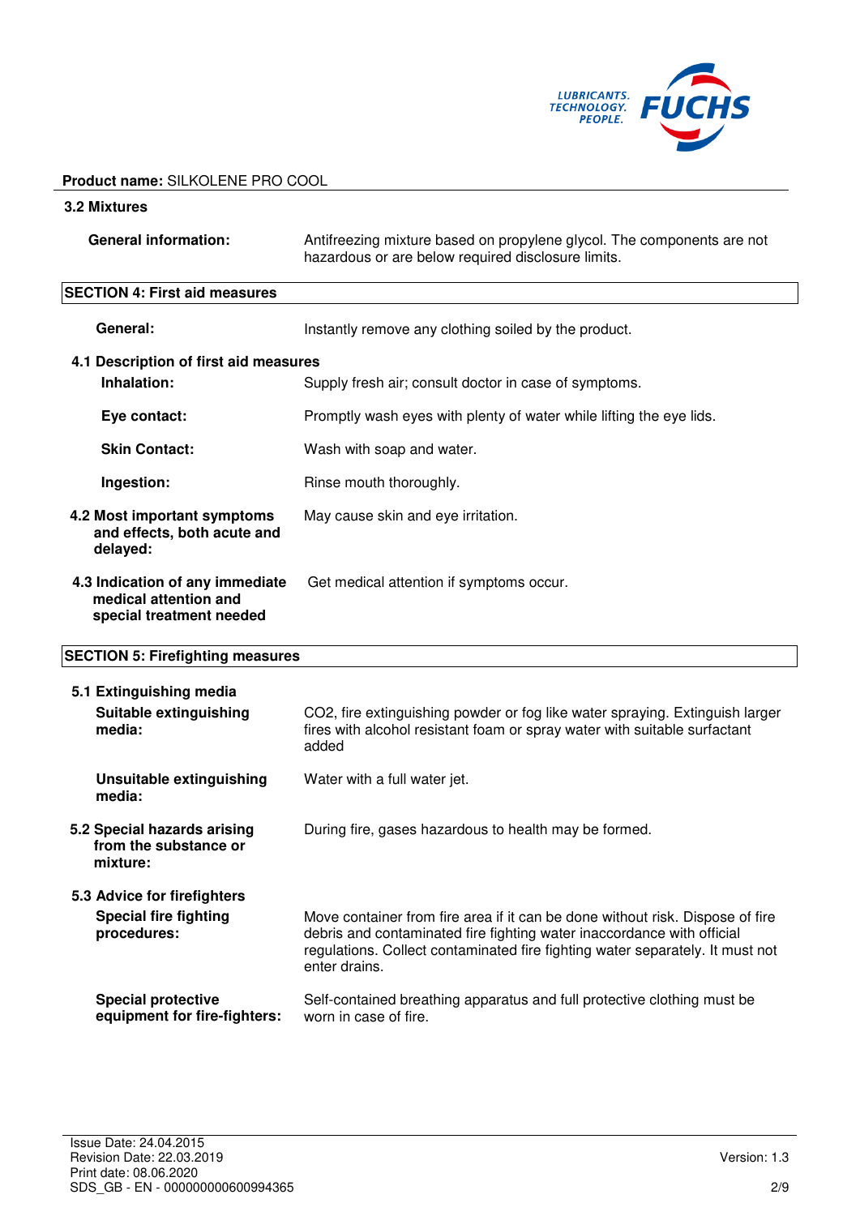**Product name:** SILKOLENE PRO COOL

### 3.2 Mixtures

**General information:** Antifreezing mixture based on propylene glycol. The components are not hazardous or are below required disclosure limits.

## SECTION 4: First aid measures

**General:** Instantly remove any clothing soiled by the product.

### 4.1 Description of first aid measures

**Inhalation:** Supply fresh air; consult doctor in case of symptoms.

**Eye contact:** Promptly wash eyes with plenty of water while lifting the eye lids.

**Skin Contact:** Wash with soap and water.

**Ingestion:** Rinse mouth thoroughly.

**4.2 Most important symptoms and effects, both acute and delayed:** May cause skin and eye irritation.

**4.3 Indication of any immediate medical attention and special treatment needed** Get medical attention if symptoms occur.

## SECTION 5: Firefighting measures

### 5.1 Extinguishing media

**Suitable extinguishing media:** $CO_2$, fire extinguishing powder or fog like water spraying. Extinguish larger fires with alcohol resistant foam or spray water with suitable surfactant added

**Unsuitable extinguishing media:** Water with a full water jet.

**5.2 Special hazards arising from the substance or mixture:** During fire, gases hazardous to health may be formed.

### 5.3 Advice for firefighters

**Special fire fighting procedures:** Move container from fire area if it can be done without risk. Dispose of fire debris and contaminated fire fighting water inaccordance with official regulations. Collect contaminated fire fighting water separately. It must not enter drains.

**Special protective equipment for fire-fighters:** Self-contained breathing apparatus and full protective clothing must be worn in case of fire.

Issue Date: 24.04.2015
Revision Date: 22.03.2019
Print date: 08.06.2020
SDS_GB - EN - 000000000600994365

Version: 1.3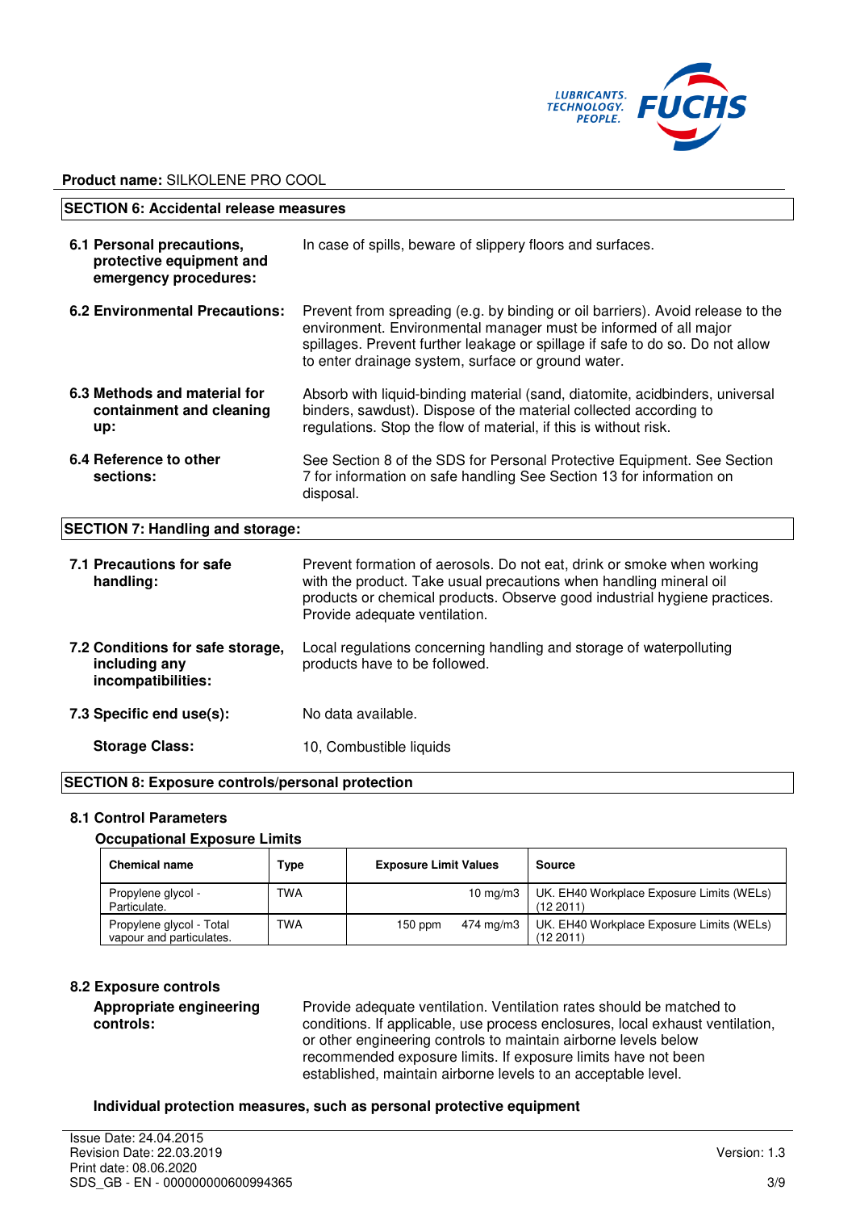**Product name:** SILKOLENE PRO COOL

## SECTION 6: Accidental release measures

**6.1 Personal precautions, protective equipment and emergency procedures:** In case of spills, beware of slippery floors and surfaces.

**6.2 Environmental Precautions:** Prevent from spreading (e.g. by binding or oil barriers). Avoid release to the environment. Environmental manager must be informed of all major spillages. Prevent further leakage or spillage if safe to do so. Do not allow to enter drainage system, surface or ground water.

**6.3 Methods and material for containment and cleaning up:** Absorb with liquid-binding material (sand, diatomite, acidbinders, universal binders, sawdust). Dispose of the material collected according to regulations. Stop the flow of material, if this is without risk.

**6.4 Reference to other sections:** See Section 8 of the SDS for Personal Protective Equipment. See Section 7 for information on safe handling See Section 13 for information on disposal.

## SECTION 7: Handling and storage:

**7.1 Precautions for safe handling:** Prevent formation of aerosols. Do not eat, drink or smoke when working with the product. Take usual precautions when handling mineral oil products or chemical products. Observe good industrial hygiene practices. Provide adequate ventilation.

**7.2 Conditions for safe storage, including any incompatibilities:** Local regulations concerning handling and storage of waterpolluting products have to be followed.

**7.3 Specific end use(s):** No data available.

**Storage Class:** 10, Combustible liquids

## SECTION 8: Exposure controls/personal protection

### 8.1 Control Parameters

**Occupational Exposure Limits**

| Chemical name | Type | Exposure Limit Values | | Source |
|---|---|---|---|---|
| Propylene glycol - Particulate. | TWA | | 10 mg/m3 | UK. EH40 Workplace Exposure Limits (WELs) (12 2011) |
| Propylene glycol - Total vapour and particulates. | TWA | 150 ppm | 474 mg/m3 | UK. EH40 Workplace Exposure Limits (WELs) (12 2011) |

### 8.2 Exposure controls

**Appropriate engineering controls:** Provide adequate ventilation. Ventilation rates should be matched to conditions. If applicable, use process enclosures, local exhaust ventilation, or other engineering controls to maintain airborne levels below recommended exposure limits. If exposure limits have not been established, maintain airborne levels to an acceptable level.

**Individual protection measures, such as personal protective equipment**

Issue Date: 24.04.2015
Revision Date: 22.03.2019
Print date: 08.06.2020
SDS_GB - EN - 000000000600994365
Version: 1.3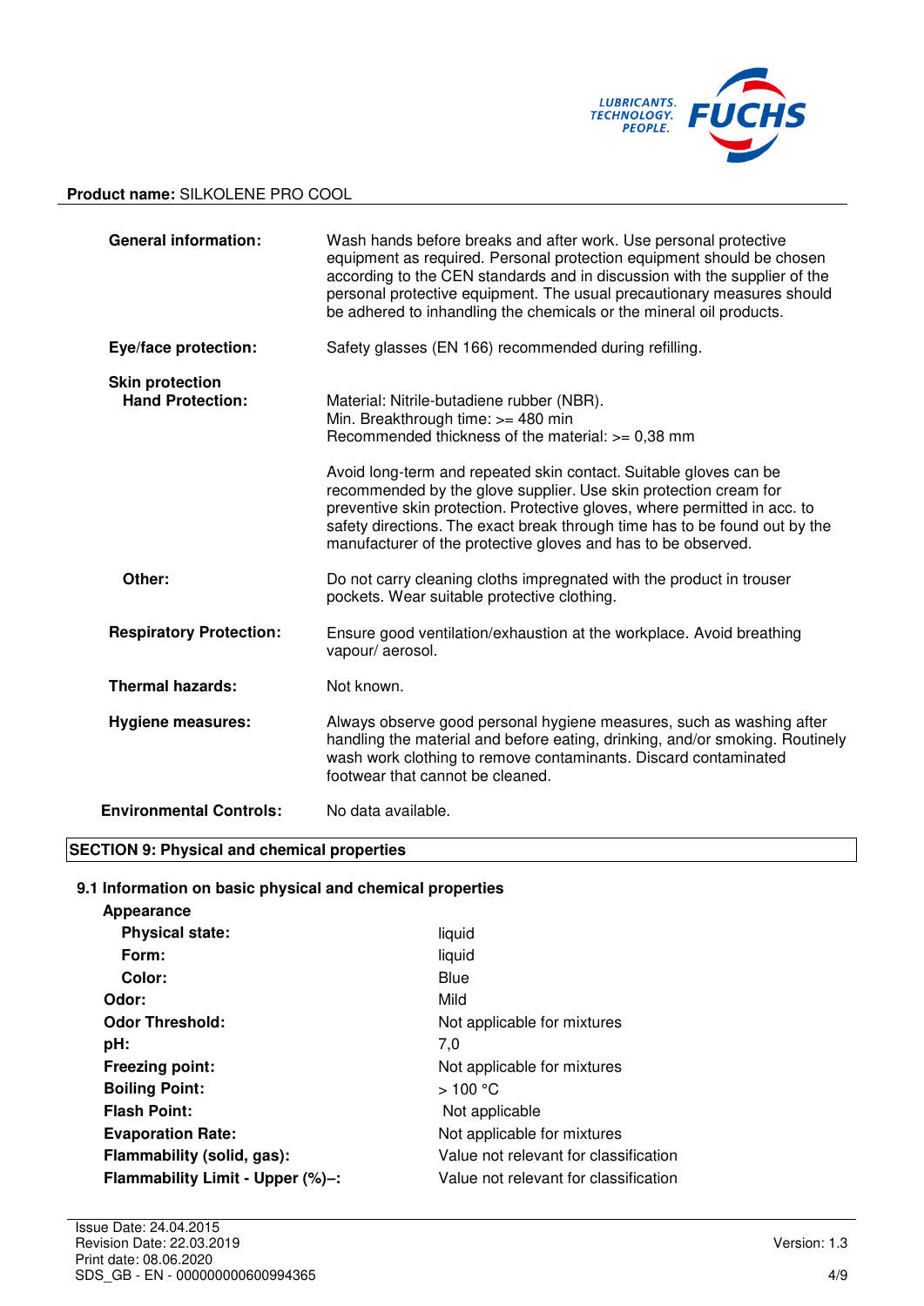**Product name:** SILKOLENE PRO COOL

| | |
|---|---|
| **General information:** | Wash hands before breaks and after work. Use personal protective equipment as required. Personal protection equipment should be chosen according to the CEN standards and in discussion with the supplier of the personal protective equipment. The usual precautionary measures should be adhered to inhandling the chemicals or the mineral oil products. |
| **Eye/face protection:** | Safety glasses (EN 166) recommended during refilling. |
| **Skin protection** | |
| **Hand Protection:** | Material: Nitrile-butadiene rubber (NBR).<br>Min. Breakthrough time: >= 480 min<br>Recommended thickness of the material: >= 0,38 mm<br><br>Avoid long-term and repeated skin contact. Suitable gloves can be recommended by the glove supplier. Use skin protection cream for preventive skin protection. Protective gloves, where permitted in acc. to safety directions. The exact break through time has to be found out by the manufacturer of the protective gloves and has to be observed. |
| **Other:** | Do not carry cleaning cloths impregnated with the product in trouser pockets. Wear suitable protective clothing. |
| **Respiratory Protection:** | Ensure good ventilation/exhaustion at the workplace. Avoid breathing vapour/ aerosol. |
| **Thermal hazards:** | Not known. |
| **Hygiene measures:** | Always observe good personal hygiene measures, such as washing after handling the material and before eating, drinking, and/or smoking. Routinely wash work clothing to remove contaminants. Discard contaminated footwear that cannot be cleaned. |
| **Environmental Controls:** | No data available. |

## SECTION 9: Physical and chemical properties

### 9.1 Information on basic physical and chemical properties

**Appearance**

| | |
|---|---|
| **Physical state:** | liquid |
| **Form:** | liquid |
| **Color:** | Blue |
| **Odor:** | Mild |
| **Odor Threshold:** | Not applicable for mixtures |
| **pH:** | 7,0 |
| **Freezing point:** | Not applicable for mixtures |
| **Boiling Point:** | > 100 °C |
| **Flash Point:** | Not applicable |
| **Evaporation Rate:** | Not applicable for mixtures |
| **Flammability (solid, gas):** | Value not relevant for classification |
| **Flammability Limit - Upper (%)–:** | Value not relevant for classification |

Issue Date: 24.04.2015
Revision Date: 22.03.2019
Print date: 08.06.2020
SDS_GB - EN - 000000000600994365
Version: 1.3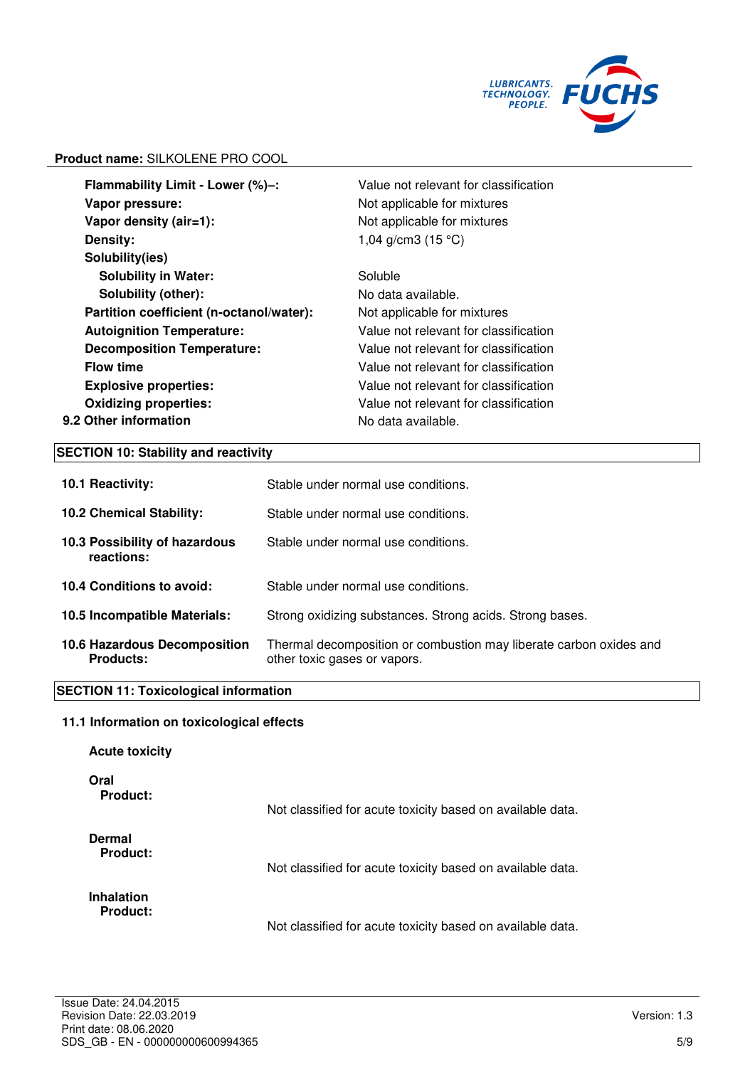**Product name:** SILKOLENE PRO COOL

| | |
|---|---|
| **Flammability Limit - Lower (%)–:** | Value not relevant for classification |
| **Vapor pressure:** | Not applicable for mixtures |
| **Vapor density (air=1):** | Not applicable for mixtures |
| **Density:** | 1,04 g/cm3 (15 °C) |
| **Solubility(ies)** | |
| **Solubility in Water:** | Soluble |
| **Solubility (other):** | No data available. |
| **Partition coefficient (n-octanol/water):** | Not applicable for mixtures |
| **Autoignition Temperature:** | Value not relevant for classification |
| **Decomposition Temperature:** | Value not relevant for classification |
| **Flow time** | Value not relevant for classification |
| **Explosive properties:** | Value not relevant for classification |
| **Oxidizing properties:** | Value not relevant for classification |
| **9.2 Other information** | No data available. |

## SECTION 10: Stability and reactivity

| | |
|---|---|
| **10.1 Reactivity:** | Stable under normal use conditions. |
| **10.2 Chemical Stability:** | Stable under normal use conditions. |
| **10.3 Possibility of hazardous reactions:** | Stable under normal use conditions. |
| **10.4 Conditions to avoid:** | Stable under normal use conditions. |
| **10.5 Incompatible Materials:** | Strong oxidizing substances. Strong acids. Strong bases. |
| **10.6 Hazardous Decomposition Products:** | Thermal decomposition or combustion may liberate carbon oxides and other toxic gases or vapors. |

## SECTION 11: Toxicological information

### 11.1 Information on toxicological effects

**Acute toxicity**

**Oral**
**Product:** Not classified for acute toxicity based on available data.

**Dermal**
**Product:** Not classified for acute toxicity based on available data.

**Inhalation**
**Product:** Not classified for acute toxicity based on available data.

Issue Date: 24.04.2015
Revision Date: 22.03.2019
Print date: 08.06.2020
SDS_GB - EN - 000000000600994365

Version: 1.3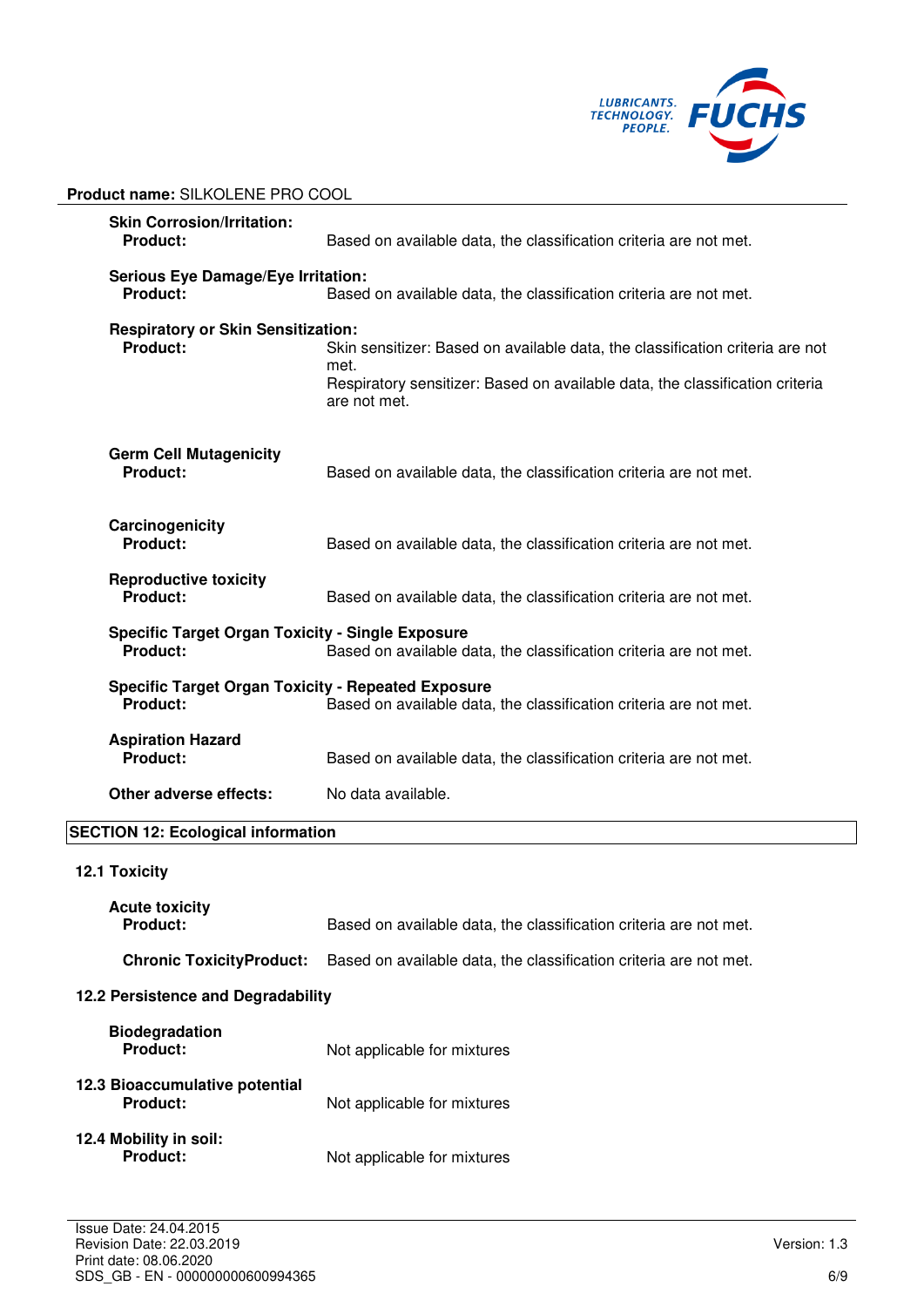**Skin Corrosion/Irritation:**

**Product:** Based on available data, the classification criteria are not met.

**Serious Eye Damage/Eye Irritation:**

**Product:** Based on available data, the classification criteria are not met.

**Respiratory or Skin Sensitization:**

**Product:** Skin sensitizer: Based on available data, the classification criteria are not met.
Respiratory sensitizer: Based on available data, the classification criteria are not met.

**Germ Cell Mutagenicity**

**Product:** Based on available data, the classification criteria are not met.

**Carcinogenicity**

**Product:** Based on available data, the classification criteria are not met.

**Reproductive toxicity**

**Product:** Based on available data, the classification criteria are not met.

**Specific Target Organ Toxicity - Single Exposure**

**Product:** Based on available data, the classification criteria are not met.

**Specific Target Organ Toxicity - Repeated Exposure**

**Product:** Based on available data, the classification criteria are not met.

**Aspiration Hazard**

**Product:** Based on available data, the classification criteria are not met.

**Other adverse effects:** No data available.

## SECTION 12: Ecological information

### 12.1 Toxicity

**Acute toxicity**

**Product:** Based on available data, the classification criteria are not met.

**Chronic ToxicityProduct:** Based on available data, the classification criteria are not met.

### 12.2 Persistence and Degradability

**Biodegradation**

**Product:** Not applicable for mixtures

### 12.3 Bioaccumulative potential

**Product:** Not applicable for mixtures

### 12.4 Mobility in soil:

**Product:** Not applicable for mixtures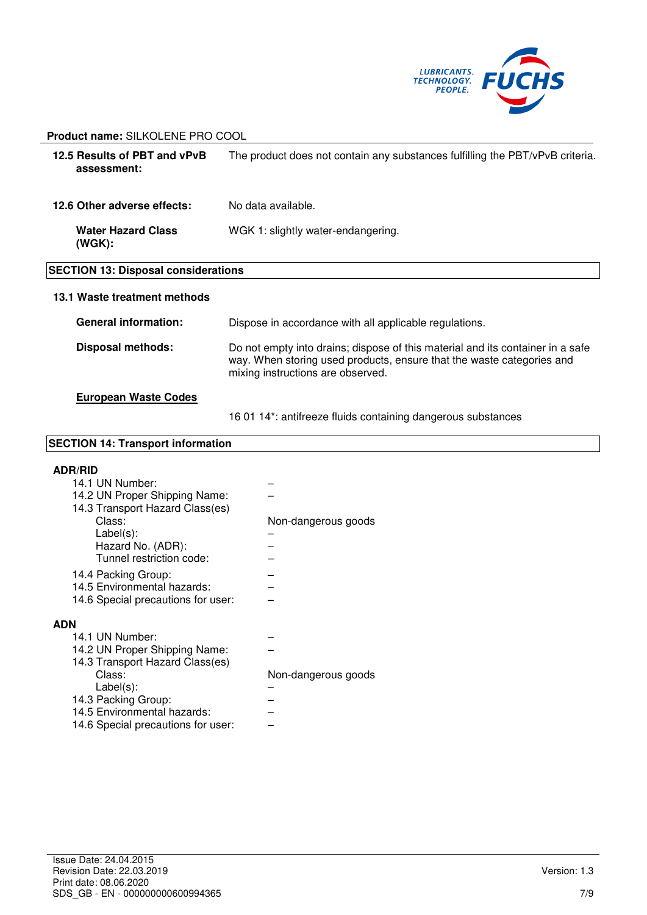**Product name:** SILKOLENE PRO COOL

| | |
|---|---|
| **12.5 Results of PBT and vPvB assessment:** | The product does not contain any substances fulfilling the PBT/vPvB criteria. |
| **12.6 Other adverse effects:** | No data available. |
| **Water Hazard Class (WGK):** | WGK 1: slightly water-endangering. |

## SECTION 13: Disposal considerations

### 13.1 Waste treatment methods

| | |
|---|---|
| **General information:** | Dispose in accordance with all applicable regulations. |
| **Disposal methods:** | Do not empty into drains; dispose of this material and its container in a safe way. When storing used products, ensure that the waste categories and mixing instructions are observed. |

**European Waste Codes**

16 01 14*: antifreeze fluids containing dangerous substances

## SECTION 14: Transport information

**ADR/RID**

| | |
|---|---|
| 14.1 UN Number: | – |
| 14.2 UN Proper Shipping Name: | – |
| 14.3 Transport Hazard Class(es) | |
| Class: | Non-dangerous goods |
| Label(s): | – |
| Hazard No. (ADR): | – |
| Tunnel restriction code: | – |
| 14.4 Packing Group: | – |
| 14.5 Environmental hazards: | – |
| 14.6 Special precautions for user: | – |

**ADN**

| | |
|---|---|
| 14.1 UN Number: | – |
| 14.2 UN Proper Shipping Name: | – |
| 14.3 Transport Hazard Class(es) | |
| Class: | Non-dangerous goods |
| Label(s): | – |
| 14.3 Packing Group: | – |
| 14.5 Environmental hazards: | – |
| 14.6 Special precautions for user: | – |

Issue Date: 24.04.2015
Revision Date: 22.03.2019
Print date: 08.06.2020
SDS_GB - EN - 000000000600994365

Version: 1.3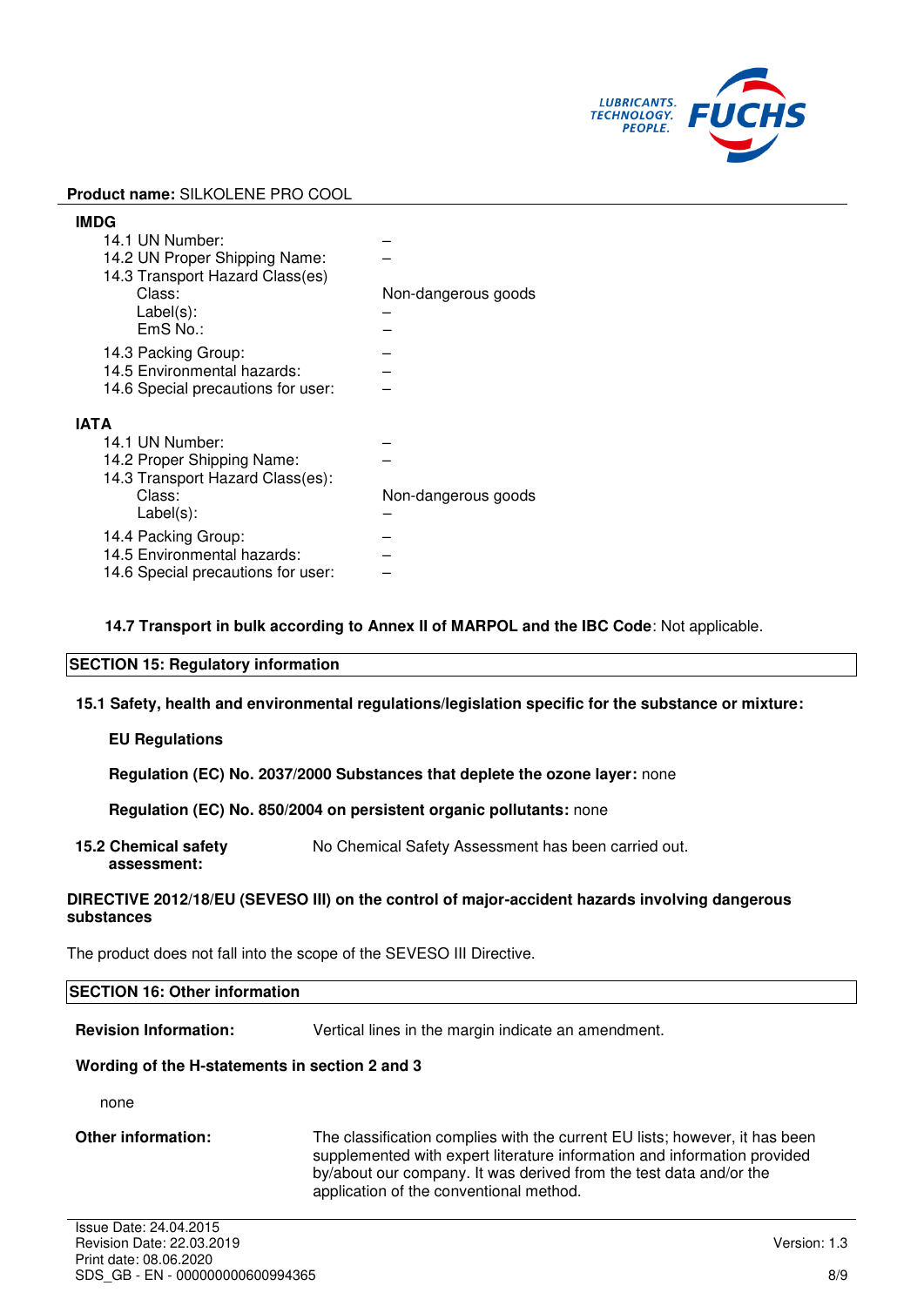**Product name:** SILKOLENE PRO COOL

**IMDG**

| | |
|---|---|
| 14.1 UN Number: | – |
| 14.2 UN Proper Shipping Name: | – |
| 14.3 Transport Hazard Class(es) | |
| Class: | Non-dangerous goods |
| Label(s): | – |
| EmS No.: | – |
| 14.3 Packing Group: | – |
| 14.5 Environmental hazards: | – |
| 14.6 Special precautions for user: | – |

**IATA**

| | |
|---|---|
| 14.1 UN Number: | – |
| 14.2 Proper Shipping Name: | – |
| 14.3 Transport Hazard Class(es): | |
| Class: | Non-dangerous goods |
| Label(s): | – |
| 14.4 Packing Group: | – |
| 14.5 Environmental hazards: | – |
| 14.6 Special precautions for user: | – |

**14.7 Transport in bulk according to Annex II of MARPOL and the IBC Code**: Not applicable.

## SECTION 15: Regulatory information

**15.1 Safety, health and environmental regulations/legislation specific for the substance or mixture:**

**EU Regulations**

**Regulation (EC) No. 2037/2000 Substances that deplete the ozone layer:** none

**Regulation (EC) No. 850/2004 on persistent organic pollutants:** none

**15.2 Chemical safety assessment:** No Chemical Safety Assessment has been carried out.

**DIRECTIVE 2012/18/EU (SEVESO III) on the control of major-accident hazards involving dangerous substances**

The product does not fall into the scope of the SEVESO III Directive.

## SECTION 16: Other information

**Revision Information:** Vertical lines in the margin indicate an amendment.

**Wording of the H-statements in section 2 and 3**

none

**Other information:** The classification complies with the current EU lists; however, it has been supplemented with expert literature information and information provided by/about our company. It was derived from the test data and/or the application of the conventional method.

Issue Date: 24.04.2015
Revision Date: 22.03.2019
Print date: 08.06.2020
SDS_GB - EN - 000000000600994365
Version: 1.3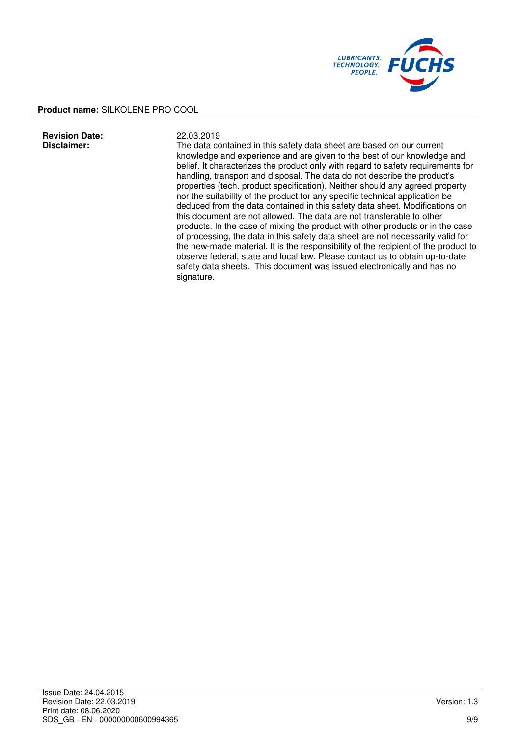**Product name:** SILKOLENE PRO COOL

**Revision Date:** 22.03.2019

**Disclaimer:** The data contained in this safety data sheet are based on our current knowledge and experience and are given to the best of our knowledge and belief. It characterizes the product only with regard to safety requirements for handling, transport and disposal. The data do not describe the product's properties (tech. product specification). Neither should any agreed property nor the suitability of the product for any specific technical application be deduced from the data contained in this safety data sheet. Modifications on this document are not allowed. The data are not transferable to other products. In the case of mixing the product with other products or in the case of processing, the data in this safety data sheet are not necessarily valid for the new-made material. It is the responsibility of the recipient of the product to observe federal, state and local law. Please contact us to obtain up-to-date safety data sheets. This document was issued electronically and has no signature.